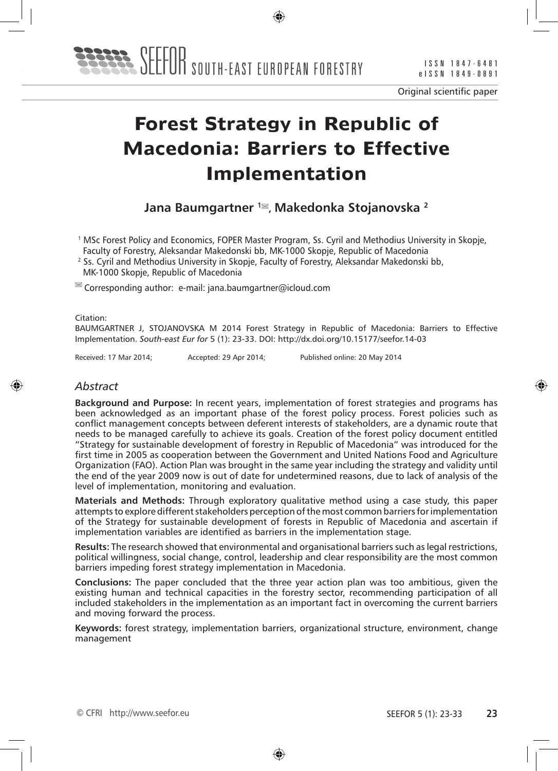Original scientific paper

# Forest Strategy in Republic of Macedonia: Barriers to Effective Implementation

**Jana Baumgartner [1], Makedonka Stojanovska [2]**

[1] MSc Forest Policy and Economics, FOPER Master Program, Ss. Cyril and Methodius University in Skopje, Faculty of Forestry, Aleksandar Makedonski bb, MK-1000 Skopje, Republic of Macedonia
[2] Ss. Cyril and Methodius University in Skopje, Faculty of Forestry, Aleksandar Makedonski bb, MK-1000 Skopje, Republic of Macedonia

Corresponding author: e-mail: jana.baumgartner@icloud.com

Citation:
BAUMGARTNER J, STOJANOVSKA M 2014 Forest Strategy in Republic of Macedonia: Barriers to Effective Implementation. *South-east Eur for* 5 (1): 23-33. DOI: http://dx.doi.org/10.15177/seefor.14-03

Received: 17 Mar 2014; Accepted: 29 Apr 2014; Published online: 20 May 2014

## *Abstract*

**Background and Purpose:** In recent years, implementation of forest strategies and programs has been acknowledged as an important phase of the forest policy process. Forest policies such as conflict management concepts between deferent interests of stakeholders, are a dynamic route that needs to be managed carefully to achieve its goals. Creation of the forest policy document entitled "Strategy for sustainable development of forestry in Republic of Macedonia" was introduced for the first time in 2005 as cooperation between the Government and United Nations Food and Agriculture Organization (FAO). Action Plan was brought in the same year including the strategy and validity until the end of the year 2009 now is out of date for undetermined reasons, due to lack of analysis of the level of implementation, monitoring and evaluation.

**Materials and Methods:** Through exploratory qualitative method using a case study, this paper attempts to explore different stakeholders perception of the most common barriers for implementation of the Strategy for sustainable development of forests in Republic of Macedonia and ascertain if implementation variables are identified as barriers in the implementation stage.

**Results:** The research showed that environmental and organisational barriers such as legal restrictions, political willingness, social change, control, leadership and clear responsibility are the most common barriers impeding forest strategy implementation in Macedonia.

**Conclusions:** The paper concluded that the three year action plan was too ambitious, given the existing human and technical capacities in the forestry sector, recommending participation of all included stakeholders in the implementation as an important fact in overcoming the current barriers and moving forward the process.

**Keywords:** forest strategy, implementation barriers, organizational structure, environment, change management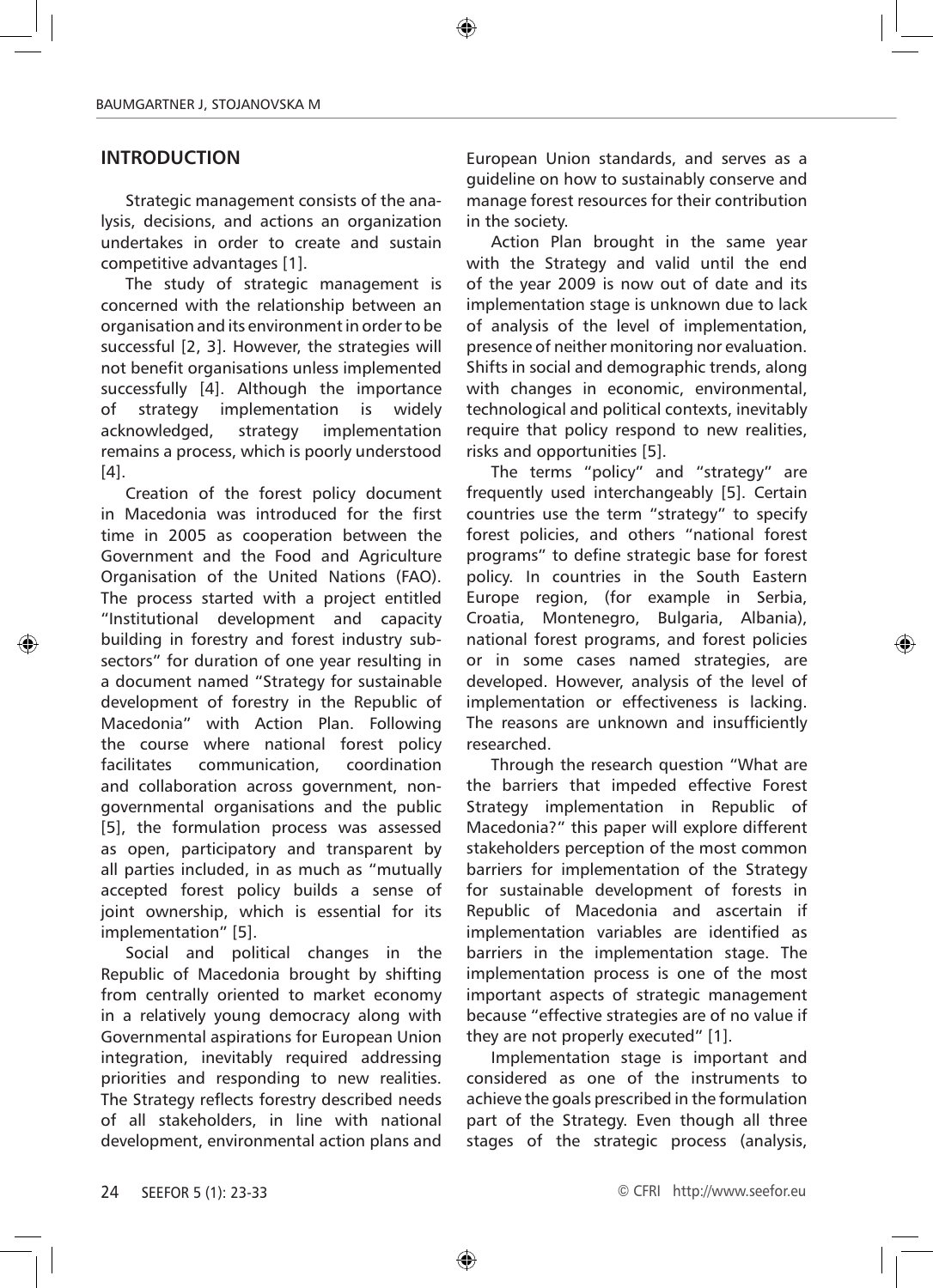## INTRODUCTION

Strategic management consists of the analysis, decisions, and actions an organization undertakes in order to create and sustain competitive advantages [1].

The study of strategic management is concerned with the relationship between an organisation and its environment in order to be successful [2, 3]. However, the strategies will not benefit organisations unless implemented successfully [4]. Although the importance of strategy implementation is widely acknowledged, strategy implementation remains a process, which is poorly understood [4].

Creation of the forest policy document in Macedonia was introduced for the first time in 2005 as cooperation between the Government and the Food and Agriculture Organisation of the United Nations (FAO). The process started with a project entitled "Institutional development and capacity building in forestry and forest industry sub-sectors" for duration of one year resulting in a document named "Strategy for sustainable development of forestry in the Republic of Macedonia" with Action Plan. Following the course where national forest policy facilitates communication, coordination and collaboration across government, non-governmental organisations and the public [5], the formulation process was assessed as open, participatory and transparent by all parties included, in as much as "mutually accepted forest policy builds a sense of joint ownership, which is essential for its implementation" [5].

Social and political changes in the Republic of Macedonia brought by shifting from centrally oriented to market economy in a relatively young democracy along with Governmental aspirations for European Union integration, inevitably required addressing priorities and responding to new realities. The Strategy reflects forestry described needs of all stakeholders, in line with national development, environmental action plans and European Union standards, and serves as a guideline on how to sustainably conserve and manage forest resources for their contribution in the society.

Action Plan brought in the same year with the Strategy and valid until the end of the year 2009 is now out of date and its implementation stage is unknown due to lack of analysis of the level of implementation, presence of neither monitoring nor evaluation. Shifts in social and demographic trends, along with changes in economic, environmental, technological and political contexts, inevitably require that policy respond to new realities, risks and opportunities [5].

The terms "policy" and "strategy" are frequently used interchangeably [5]. Certain countries use the term "strategy" to specify forest policies, and others "national forest programs" to define strategic base for forest policy. In countries in the South Eastern Europe region, (for example in Serbia, Croatia, Montenegro, Bulgaria, Albania), national forest programs, and forest policies or in some cases named strategies, are developed. However, analysis of the level of implementation or effectiveness is lacking. The reasons are unknown and insufficiently researched.

Through the research question "What are the barriers that impeded effective Forest Strategy implementation in Republic of Macedonia?" this paper will explore different stakeholders perception of the most common barriers for implementation of the Strategy for sustainable development of forests in Republic of Macedonia and ascertain if implementation variables are identified as barriers in the implementation stage. The implementation process is one of the most important aspects of strategic management because "effective strategies are of no value if they are not properly executed" [1].

Implementation stage is important and considered as one of the instruments to achieve the goals prescribed in the formulation part of the Strategy. Even though all three stages of the strategic process (analysis,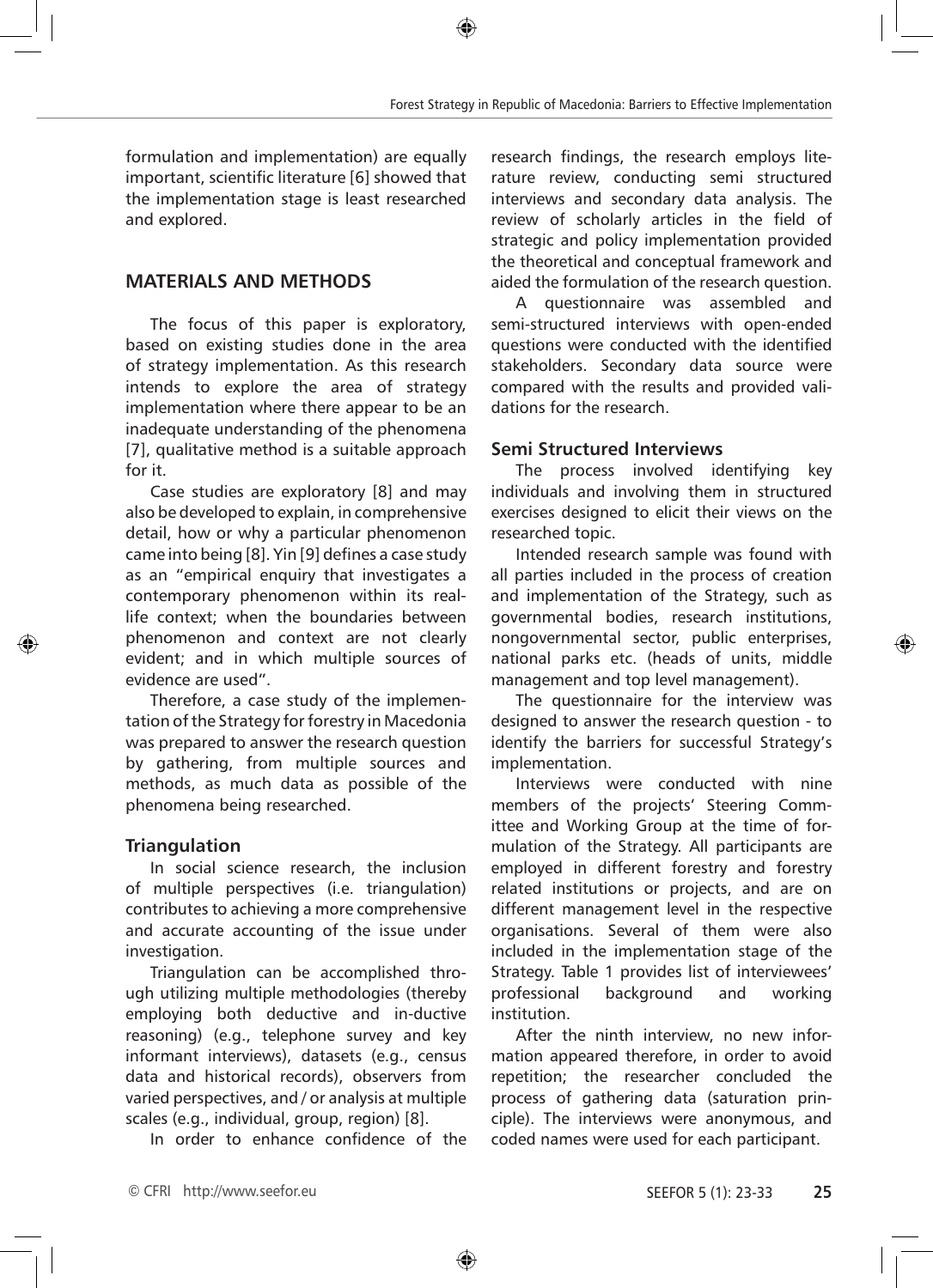formulation and implementation) are equally important, scientific literature [6] showed that the implementation stage is least researched and explored.

## MATERIALS AND METHODS

The focus of this paper is exploratory, based on existing studies done in the area of strategy implementation. As this research intends to explore the area of strategy implementation where there appear to be an inadequate understanding of the phenomena [7], qualitative method is a suitable approach for it.

Case studies are exploratory [8] and may also be developed to explain, in comprehensive detail, how or why a particular phenomenon came into being [8]. Yin [9] defines a case study as an "empirical enquiry that investigates a contemporary phenomenon within its real-life context; when the boundaries between phenomenon and context are not clearly evident; and in which multiple sources of evidence are used".

Therefore, a case study of the implementation of the Strategy for forestry in Macedonia was prepared to answer the research question by gathering, from multiple sources and methods, as much data as possible of the phenomena being researched.

### Triangulation

In social science research, the inclusion of multiple perspectives (i.e. triangulation) contributes to achieving a more comprehensive and accurate accounting of the issue under investigation.

Triangulation can be accomplished through utilizing multiple methodologies (thereby employing both deductive and in-ductive reasoning) (e.g., telephone survey and key informant interviews), datasets (e.g., census data and historical records), observers from varied perspectives, and / or analysis at multiple scales (e.g., individual, group, region) [8].

In order to enhance confidence of the research findings, the research employs literature review, conducting semi structured interviews and secondary data analysis. The review of scholarly articles in the field of strategic and policy implementation provided the theoretical and conceptual framework and aided the formulation of the research question.

A questionnaire was assembled and semi-structured interviews with open-ended questions were conducted with the identified stakeholders. Secondary data source were compared with the results and provided validations for the research.

### Semi Structured Interviews

The process involved identifying key individuals and involving them in structured exercises designed to elicit their views on the researched topic.

Intended research sample was found with all parties included in the process of creation and implementation of the Strategy, such as governmental bodies, research institutions, nongovernmental sector, public enterprises, national parks etc. (heads of units, middle management and top level management).

The questionnaire for the interview was designed to answer the research question - to identify the barriers for successful Strategy's implementation.

Interviews were conducted with nine members of the projects' Steering Committee and Working Group at the time of formulation of the Strategy. All participants are employed in different forestry and forestry related institutions or projects, and are on different management level in the respective organisations. Several of them were also included in the implementation stage of the Strategy. Table 1 provides list of interviewees' professional background and working institution.

After the ninth interview, no new information appeared therefore, in order to avoid repetition; the researcher concluded the process of gathering data (saturation principle). The interviews were anonymous, and coded names were used for each participant.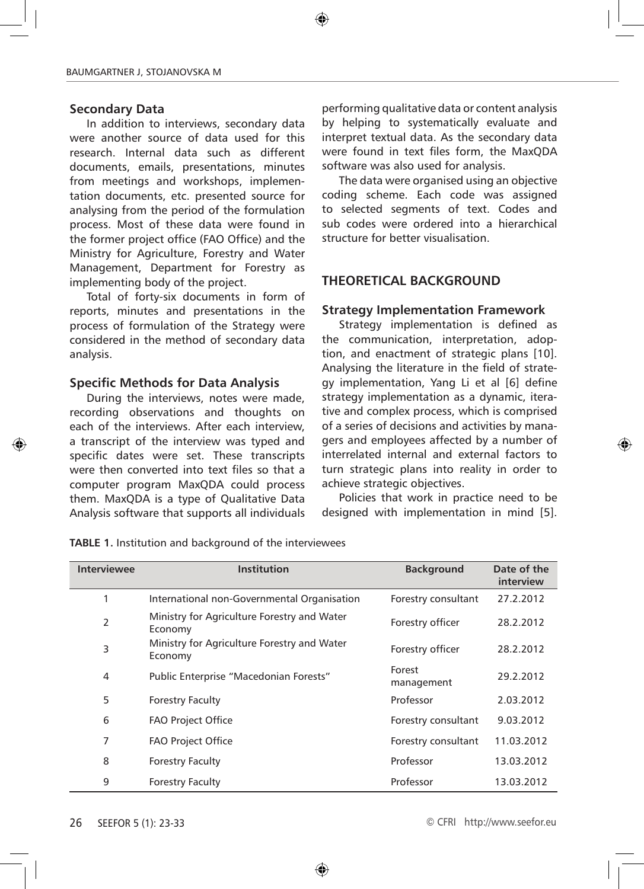### Secondary Data

In addition to interviews, secondary data were another source of data used for this research. Internal data such as different documents, emails, presentations, minutes from meetings and workshops, implementation documents, etc. presented source for analysing from the period of the formulation process. Most of these data were found in the former project office (FAO Office) and the Ministry for Agriculture, Forestry and Water Management, Department for Forestry as implementing body of the project.

Total of forty-six documents in form of reports, minutes and presentations in the process of formulation of the Strategy were considered in the method of secondary data analysis.

### Specific Methods for Data Analysis

During the interviews, notes were made, recording observations and thoughts on each of the interviews. After each interview, a transcript of the interview was typed and specific dates were set. These transcripts were then converted into text files so that a computer program MaxQDA could process them. MaxQDA is a type of Qualitative Data Analysis software that supports all individuals performing qualitative data or content analysis by helping to systematically evaluate and interpret textual data. As the secondary data were found in text files form, the MaxQDA software was also used for analysis.

The data were organised using an objective coding scheme. Each code was assigned to selected segments of text. Codes and sub codes were ordered into a hierarchical structure for better visualisation.

**TABLE 1.** Institution and background of the interviewees

| Interviewee | Institution | Background | Date of the interview |
|---|---|---|---|
| 1 | International non-Governmental Organisation | Forestry consultant | 27.2.2012 |
| 2 | Ministry for Agriculture Forestry and Water Economy | Forestry officer | 28.2.2012 |
| 3 | Ministry for Agriculture Forestry and Water Economy | Forestry officer | 28.2.2012 |
| 4 | Public Enterprise "Macedonian Forests" | Forest management | 29.2.2012 |
| 5 | Forestry Faculty | Professor | 2.03.2012 |
| 6 | FAO Project Office | Forestry consultant | 9.03.2012 |
| 7 | FAO Project Office | Forestry consultant | 11.03.2012 |
| 8 | Forestry Faculty | Professor | 13.03.2012 |
| 9 | Forestry Faculty | Professor | 13.03.2012 |

## THEORETICAL BACKGROUND

### Strategy Implementation Framework

Strategy implementation is defined as the communication, interpretation, adoption, and enactment of strategic plans [10]. Analysing the literature in the field of strategy implementation, Yang Li et al [6] define strategy implementation as a dynamic, iterative and complex process, which is comprised of a series of decisions and activities by managers and employees affected by a number of interrelated internal and external factors to turn strategic plans into reality in order to achieve strategic objectives.

Policies that work in practice need to be designed with implementation in mind [5].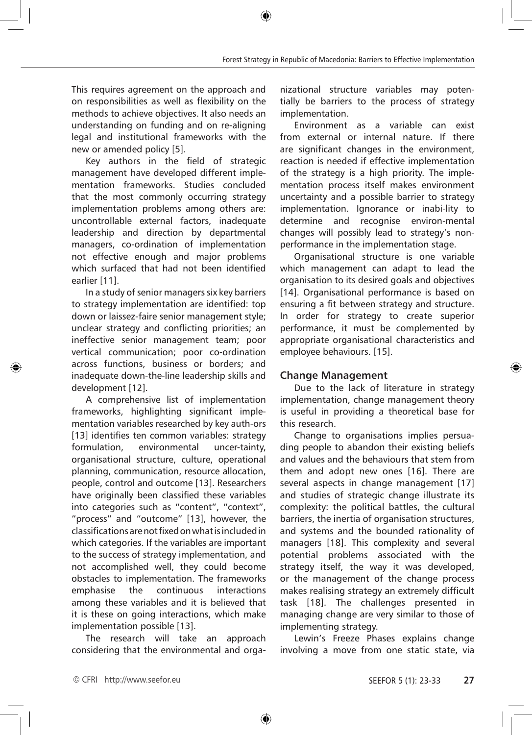This requires agreement on the approach and on responsibilities as well as flexibility on the methods to achieve objectives. It also needs an understanding on funding and on re-aligning legal and institutional frameworks with the new or amended policy [5].

Key authors in the field of strategic management have developed different implementation frameworks. Studies concluded that the most commonly occurring strategy implementation problems among others are: uncontrollable external factors, inadequate leadership and direction by departmental managers, co-ordination of implementation not effective enough and major problems which surfaced that had not been identified earlier [11].

In a study of senior managers six key barriers to strategy implementation are identified: top down or laissez-faire senior management style; unclear strategy and conflicting priorities; an ineffective senior management team; poor vertical communication; poor co-ordination across functions, business or borders; and inadequate down-the-line leadership skills and development [12].

A comprehensive list of implementation frameworks, highlighting significant implementation variables researched by key auth-ors [13] identifies ten common variables: strategy formulation, environmental uncer-tainty, organisational structure, culture, operational planning, communication, resource allocation, people, control and outcome [13]. Researchers have originally been classified these variables into categories such as "content", "context", "process" and "outcome" [13], however, the classifications are not fixed on what is included in which categories. If the variables are important to the success of strategy implementation, and not accomplished well, they could become obstacles to implementation. The frameworks emphasise the continuous interactions among these variables and it is believed that it is these on going interactions, which make implementation possible [13].

The research will take an approach considering that the environmental and organizational structure variables may potentially be barriers to the process of strategy implementation.

Environment as a variable can exist from external or internal nature. If there are significant changes in the environment, reaction is needed if effective implementation of the strategy is a high priority. The implementation process itself makes environment uncertainty and a possible barrier to strategy implementation. Ignorance or inabi-lity to determine and recognise environ-mental changes will possibly lead to strategy's non-performance in the implementation stage.

Organisational structure is one variable which management can adapt to lead the organisation to its desired goals and objectives [14]. Organisational performance is based on ensuring a fit between strategy and structure. In order for strategy to create superior performance, it must be complemented by appropriate organisational characteristics and employee behaviours. [15].

## Change Management

Due to the lack of literature in strategy implementation, change management theory is useful in providing a theoretical base for this research.

Change to organisations implies persuading people to abandon their existing beliefs and values and the behaviours that stem from them and adopt new ones [16]. There are several aspects in change management [17] and studies of strategic change illustrate its complexity: the political battles, the cultural barriers, the inertia of organisation structures, and systems and the bounded rationality of managers [18]. This complexity and several potential problems associated with the strategy itself, the way it was developed, or the management of the change process makes realising strategy an extremely difficult task [18]. The challenges presented in managing change are very similar to those of implementing strategy.

Lewin's Freeze Phases explains change involving a move from one static state, via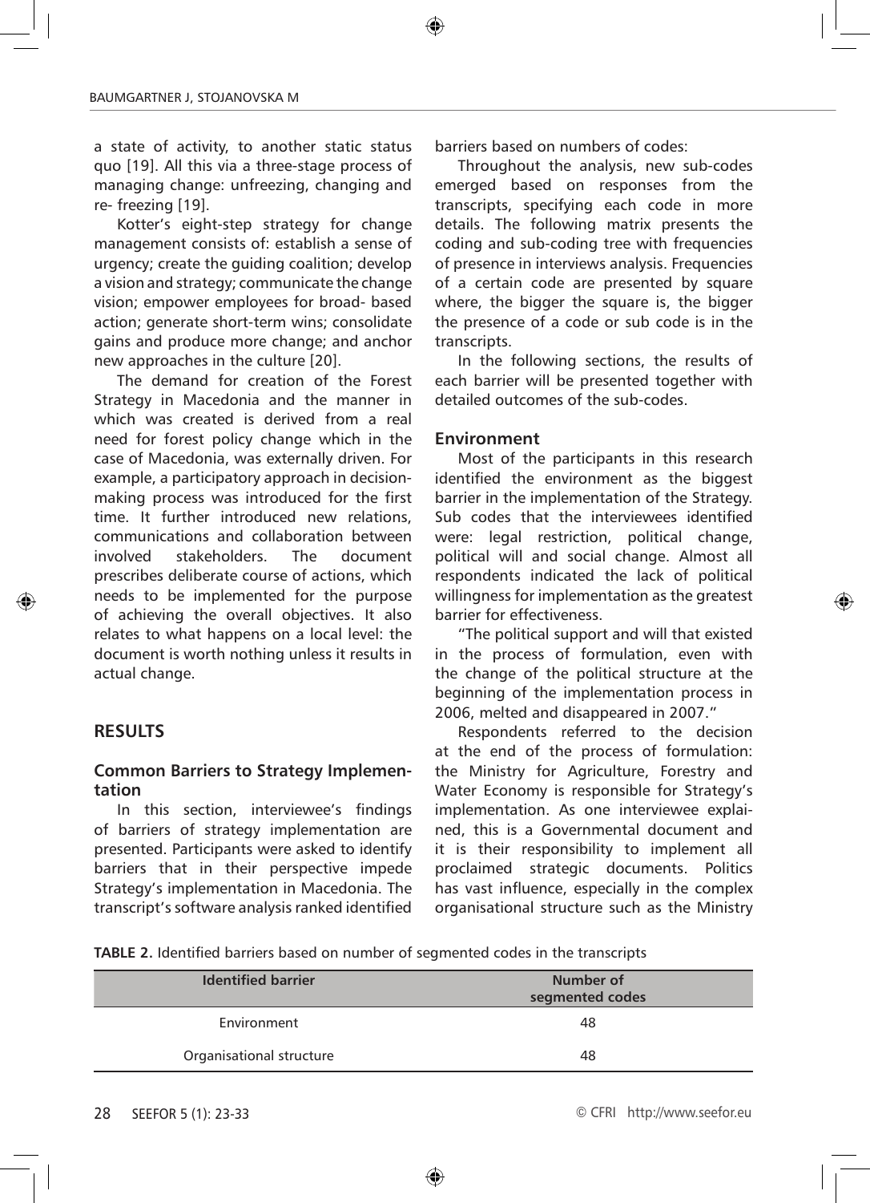a state of activity, to another static status quo [19]. All this via a three-stage process of managing change: unfreezing, changing and re- freezing [19].

Kotter's eight-step strategy for change management consists of: establish a sense of urgency; create the guiding coalition; develop a vision and strategy; communicate the change vision; empower employees for broad- based action; generate short-term wins; consolidate gains and produce more change; and anchor new approaches in the culture [20].

The demand for creation of the Forest Strategy in Macedonia and the manner in which was created is derived from a real need for forest policy change which in the case of Macedonia, was externally driven. For example, a participatory approach in decision-making process was introduced for the first time. It further introduced new relations, communications and collaboration between involved stakeholders. The document prescribes deliberate course of actions, which needs to be implemented for the purpose of achieving the overall objectives. It also relates to what happens on a local level: the document is worth nothing unless it results in actual change.

## RESULTS

### Common Barriers to Strategy Implementation

In this section, interviewee's findings of barriers of strategy implementation are presented. Participants were asked to identify barriers that in their perspective impede Strategy's implementation in Macedonia. The transcript's software analysis ranked identified barriers based on numbers of codes:

Throughout the analysis, new sub-codes emerged based on responses from the transcripts, specifying each code in more details. The following matrix presents the coding and sub-coding tree with frequencies of presence in interviews analysis. Frequencies of a certain code are presented by square where, the bigger the square is, the bigger the presence of a code or sub code is in the transcripts.

In the following sections, the results of each barrier will be presented together with detailed outcomes of the sub-codes.

### Environment

Most of the participants in this research identified the environment as the biggest barrier in the implementation of the Strategy. Sub codes that the interviewees identified were: legal restriction, political change, political will and social change. Almost all respondents indicated the lack of political willingness for implementation as the greatest barrier for effectiveness.

"The political support and will that existed in the process of formulation, even with the change of the political structure at the beginning of the implementation process in 2006, melted and disappeared in 2007."

Respondents referred to the decision at the end of the process of formulation: the Ministry for Agriculture, Forestry and Water Economy is responsible for Strategy's implementation. As one interviewee explained, this is a Governmental document and it is their responsibility to implement all proclaimed strategic documents. Politics has vast influence, especially in the complex organisational structure such as the Ministry

**TABLE 2.** Identified barriers based on number of segmented codes in the transcripts

| Identified barrier | Number of segmented codes |
|---|---|
| Environment | 48 |
| Organisational structure | 48 |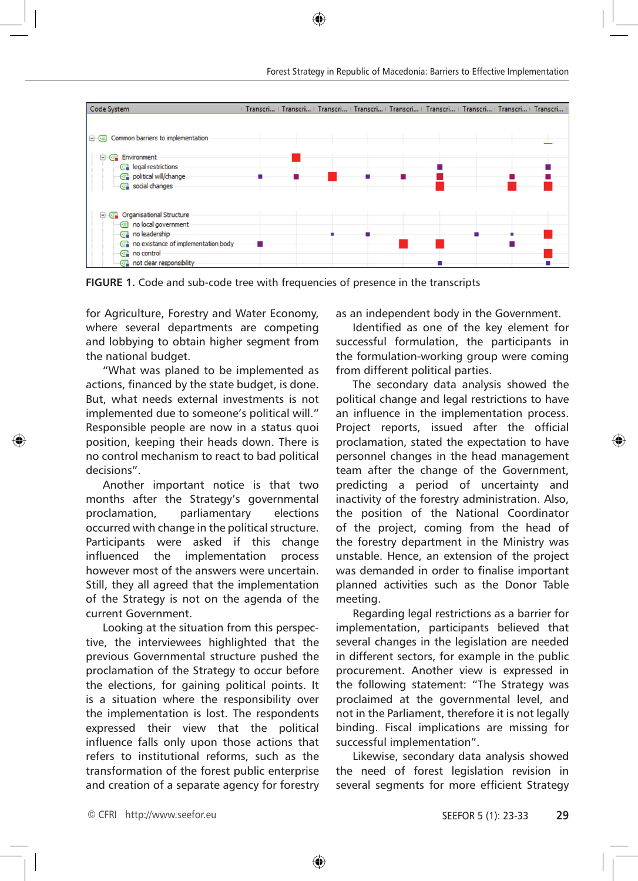FIGURE 1. Code and sub-code tree with frequencies of presence in the transcripts

for Agriculture, Forestry and Water Economy, where several departments are competing and lobbying to obtain higher segment from the national budget.

"What was planed to be implemented as actions, financed by the state budget, is done. But, what needs external investments is not implemented due to someone's political will." Responsible people are now in a status quoi position, keeping their heads down. There is no control mechanism to react to bad political decisions".

Another important notice is that two months after the Strategy's governmental proclamation, parliamentary elections occurred with change in the political structure. Participants were asked if this change influenced the implementation process however most of the answers were uncertain. Still, they all agreed that the implementation of the Strategy is not on the agenda of the current Government.

Looking at the situation from this perspective, the interviewees highlighted that the previous Governmental structure pushed the proclamation of the Strategy to occur before the elections, for gaining political points. It is a situation where the responsibility over the implementation is lost. The respondents expressed their view that the political influence falls only upon those actions that refers to institutional reforms, such as the transformation of the forest public enterprise and creation of a separate agency for forestry as an independent body in the Government.

Identified as one of the key element for successful formulation, the participants in the formulation-working group were coming from different political parties.

The secondary data analysis showed the political change and legal restrictions to have an influence in the implementation process. Project reports, issued after the official proclamation, stated the expectation to have personnel changes in the head management team after the change of the Government, predicting a period of uncertainty and inactivity of the forestry administration. Also, the position of the National Coordinator of the project, coming from the head of the forestry department in the Ministry was unstable. Hence, an extension of the project was demanded in order to finalise important planned activities such as the Donor Table meeting.

Regarding legal restrictions as a barrier for implementation, participants believed that several changes in the legislation are needed in different sectors, for example in the public procurement. Another view is expressed in the following statement: "The Strategy was proclaimed at the governmental level, and not in the Parliament, therefore it is not legally binding. Fiscal implications are missing for successful implementation".

Likewise, secondary data analysis showed the need of forest legislation revision in several segments for more efficient Strategy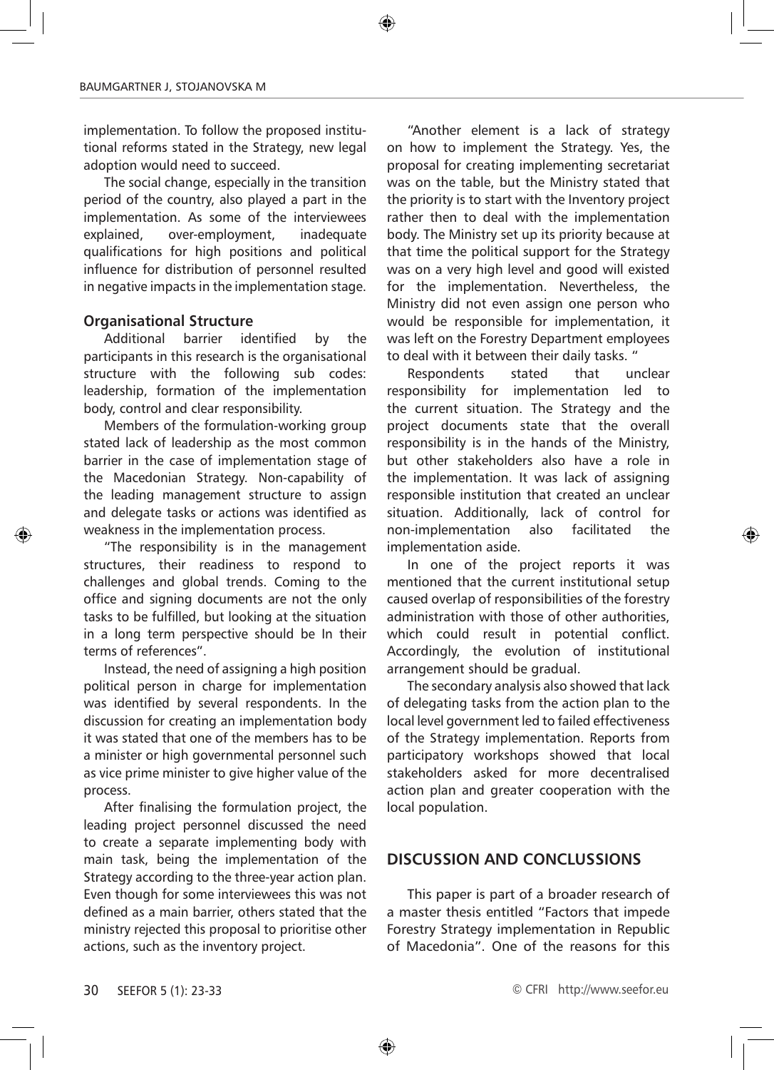implementation. To follow the proposed institutional reforms stated in the Strategy, new legal adoption would need to succeed.

The social change, especially in the transition period of the country, also played a part in the implementation. As some of the interviewees explained, over-employment, inadequate qualifications for high positions and political influence for distribution of personnel resulted in negative impacts in the implementation stage.

### Organisational Structure

Additional barrier identified by the participants in this research is the organisational structure with the following sub codes: leadership, formation of the implementation body, control and clear responsibility.

Members of the formulation-working group stated lack of leadership as the most common barrier in the case of implementation stage of the Macedonian Strategy. Non-capability of the leading management structure to assign and delegate tasks or actions was identified as weakness in the implementation process.

"The responsibility is in the management structures, their readiness to respond to challenges and global trends. Coming to the office and signing documents are not the only tasks to be fulfilled, but looking at the situation in a long term perspective should be In their terms of references".

Instead, the need of assigning a high position political person in charge for implementation was identified by several respondents. In the discussion for creating an implementation body it was stated that one of the members has to be a minister or high governmental personnel such as vice prime minister to give higher value of the process.

After finalising the formulation project, the leading project personnel discussed the need to create a separate implementing body with main task, being the implementation of the Strategy according to the three-year action plan. Even though for some interviewees this was not defined as a main barrier, others stated that the ministry rejected this proposal to prioritise other actions, such as the inventory project.

"Another element is a lack of strategy on how to implement the Strategy. Yes, the proposal for creating implementing secretariat was on the table, but the Ministry stated that the priority is to start with the Inventory project rather then to deal with the implementation body. The Ministry set up its priority because at that time the political support for the Strategy was on a very high level and good will existed for the implementation. Nevertheless, the Ministry did not even assign one person who would be responsible for implementation, it was left on the Forestry Department employees to deal with it between their daily tasks. "

Respondents stated that unclear responsibility for implementation led to the current situation. The Strategy and the project documents state that the overall responsibility is in the hands of the Ministry, but other stakeholders also have a role in the implementation. It was lack of assigning responsible institution that created an unclear situation. Additionally, lack of control for non-implementation also facilitated the implementation aside.

In one of the project reports it was mentioned that the current institutional setup caused overlap of responsibilities of the forestry administration with those of other authorities, which could result in potential conflict. Accordingly, the evolution of institutional arrangement should be gradual.

The secondary analysis also showed that lack of delegating tasks from the action plan to the local level government led to failed effectiveness of the Strategy implementation. Reports from participatory workshops showed that local stakeholders asked for more decentralised action plan and greater cooperation with the local population.

## DISCUSSION AND CONCLUSSIONS

This paper is part of a broader research of a master thesis entitled "Factors that impede Forestry Strategy implementation in Republic of Macedonia". One of the reasons for this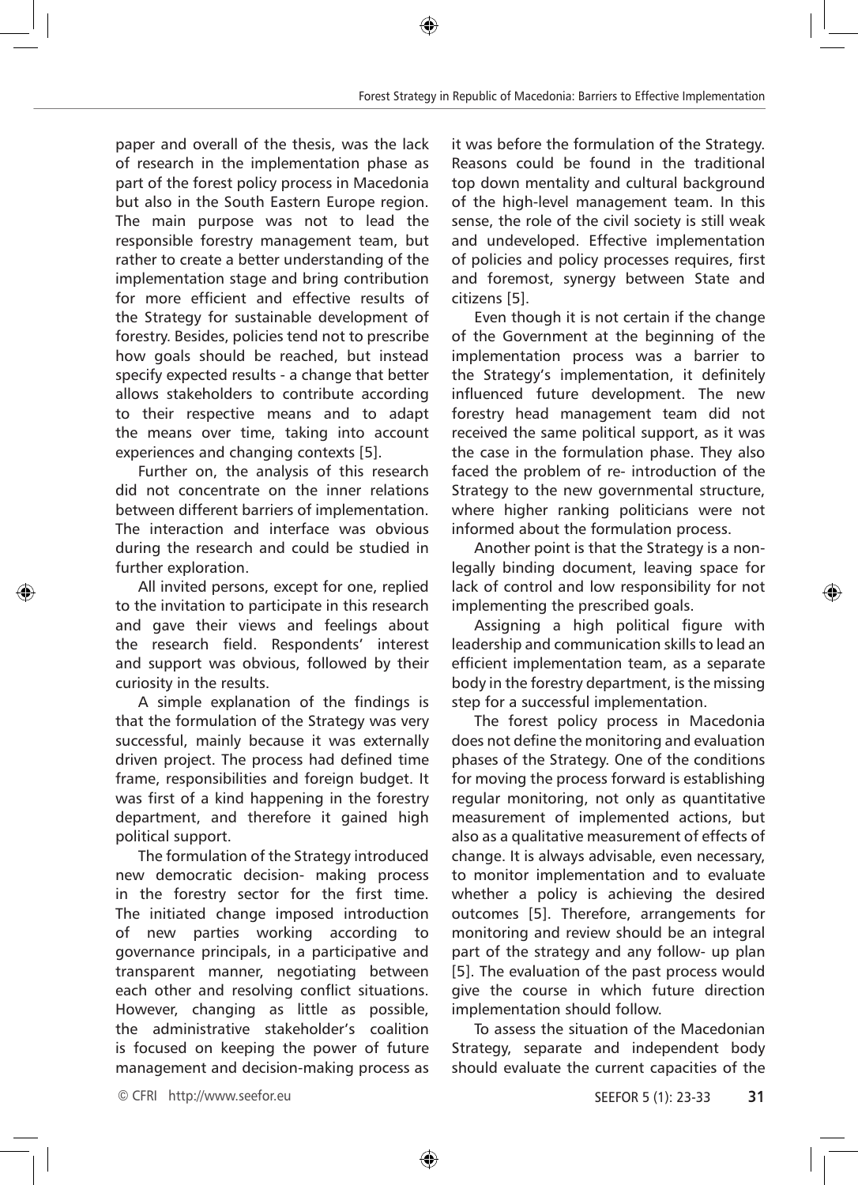paper and overall of the thesis, was the lack of research in the implementation phase as part of the forest policy process in Macedonia but also in the South Eastern Europe region. The main purpose was not to lead the responsible forestry management team, but rather to create a better understanding of the implementation stage and bring contribution for more efficient and effective results of the Strategy for sustainable development of forestry. Besides, policies tend not to prescribe how goals should be reached, but instead specify expected results - a change that better allows stakeholders to contribute according to their respective means and to adapt the means over time, taking into account experiences and changing contexts [5].

Further on, the analysis of this research did not concentrate on the inner relations between different barriers of implementation. The interaction and interface was obvious during the research and could be studied in further exploration.

All invited persons, except for one, replied to the invitation to participate in this research and gave their views and feelings about the research field. Respondents' interest and support was obvious, followed by their curiosity in the results.

A simple explanation of the findings is that the formulation of the Strategy was very successful, mainly because it was externally driven project. The process had defined time frame, responsibilities and foreign budget. It was first of a kind happening in the forestry department, and therefore it gained high political support.

The formulation of the Strategy introduced new democratic decision- making process in the forestry sector for the first time. The initiated change imposed introduction of new parties working according to governance principals, in a participative and transparent manner, negotiating between each other and resolving conflict situations. However, changing as little as possible, the administrative stakeholder's coalition is focused on keeping the power of future management and decision-making process as it was before the formulation of the Strategy. Reasons could be found in the traditional top down mentality and cultural background of the high-level management team. In this sense, the role of the civil society is still weak and undeveloped. Effective implementation of policies and policy processes requires, first and foremost, synergy between State and citizens [5].

Even though it is not certain if the change of the Government at the beginning of the implementation process was a barrier to the Strategy's implementation, it definitely influenced future development. The new forestry head management team did not received the same political support, as it was the case in the formulation phase. They also faced the problem of re- introduction of the Strategy to the new governmental structure, where higher ranking politicians were not informed about the formulation process.

Another point is that the Strategy is a non-legally binding document, leaving space for lack of control and low responsibility for not implementing the prescribed goals.

Assigning a high political figure with leadership and communication skills to lead an efficient implementation team, as a separate body in the forestry department, is the missing step for a successful implementation.

The forest policy process in Macedonia does not define the monitoring and evaluation phases of the Strategy. One of the conditions for moving the process forward is establishing regular monitoring, not only as quantitative measurement of implemented actions, but also as a qualitative measurement of effects of change. It is always advisable, even necessary, to monitor implementation and to evaluate whether a policy is achieving the desired outcomes [5]. Therefore, arrangements for monitoring and review should be an integral part of the strategy and any follow- up plan [5]. The evaluation of the past process would give the course in which future direction implementation should follow.

To assess the situation of the Macedonian Strategy, separate and independent body should evaluate the current capacities of the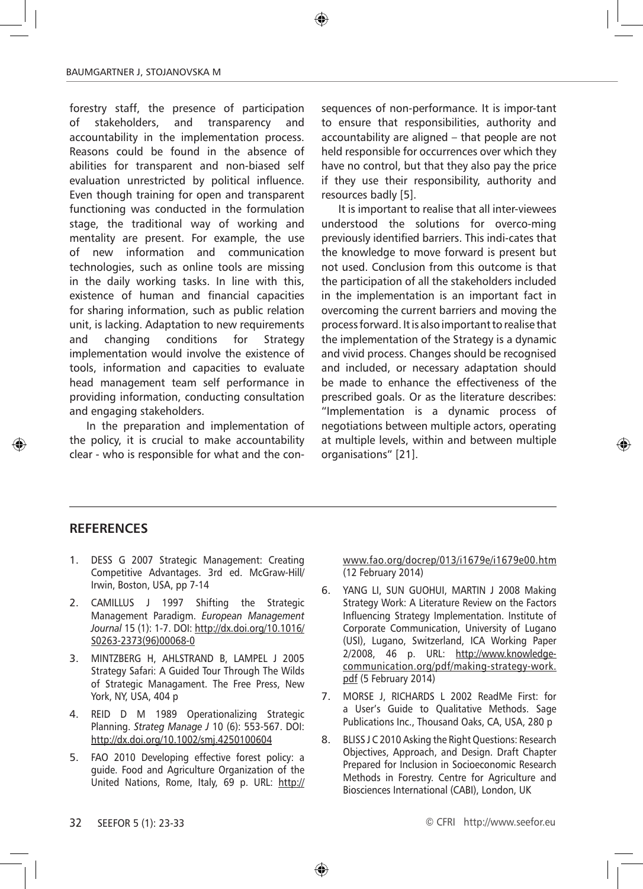forestry staff, the presence of participation of stakeholders, and transparency and accountability in the implementation process. Reasons could be found in the absence of abilities for transparent and non-biased self evaluation unrestricted by political influence. Even though training for open and transparent functioning was conducted in the formulation stage, the traditional way of working and mentality are present. For example, the use of new information and communication technologies, such as online tools are missing in the daily working tasks. In line with this, existence of human and financial capacities for sharing information, such as public relation unit, is lacking. Adaptation to new requirements and changing conditions for Strategy implementation would involve the existence of tools, information and capacities to evaluate head management team self performance in providing information, conducting consultation and engaging stakeholders.

In the preparation and implementation of the policy, it is crucial to make accountability clear - who is responsible for what and the consequences of non-performance. It is impor-tant to ensure that responsibilities, authority and accountability are aligned – that people are not held responsible for occurrences over which they have no control, but that they also pay the price if they use their responsibility, authority and resources badly [5].

It is important to realise that all inter-viewees understood the solutions for overco-ming previously identified barriers. This indi-cates that the knowledge to move forward is present but not used. Conclusion from this outcome is that the participation of all the stakeholders included in the implementation is an important fact in overcoming the current barriers and moving the process forward. It is also important to realise that the implementation of the Strategy is a dynamic and vivid process. Changes should be recognised and included, or necessary adaptation should be made to enhance the effectiveness of the prescribed goals. Or as the literature describes: "Implementation is a dynamic process of negotiations between multiple actors, operating at multiple levels, within and between multiple organisations" [21].

## REFERENCES

1. DESS G 2007 Strategic Management: Creating Competitive Advantages. 3rd ed. McGraw-Hill/ Irwin, Boston, USA, pp 7-14
2. CAMILLUS J 1997 Shifting the Strategic Management Paradigm. *European Management Journal* 15 (1): 1-7. DOI: http://dx.doi.org/10.1016/S0263-2373(96)00068-0
3. MINTZBERG H, AHLSTRAND B, LAMPEL J 2005 Strategy Safari: A Guided Tour Through The Wilds of Strategic Managament. The Free Press, New York, NY, USA, 404 p
4. REID D M 1989 Operationalizing Strategic Planning. *Strateg Manage J* 10 (6): 553-567. DOI: http://dx.doi.org/10.1002/smj.4250100604
5. FAO 2010 Developing effective forest policy: a guide. Food and Agriculture Organization of the United Nations, Rome, Italy, 69 p. URL: http://www.fao.org/docrep/013/i1679e/i1679e00.htm (12 February 2014)
6. YANG LI, SUN GUOHUI, MARTIN J 2008 Making Strategy Work: A Literature Review on the Factors Influencing Strategy Implementation. Institute of Corporate Communication, University of Lugano (USI), Lugano, Switzerland, ICA Working Paper 2/2008, 46 p. URL: http://www.knowledge-communication.org/pdf/making-strategy-work.pdf (5 February 2014)
7. MORSE J, RICHARDS L 2002 ReadMe First: for a User's Guide to Qualitative Methods. Sage Publications Inc., Thousand Oaks, CA, USA, 280 p
8. BLISS J C 2010 Asking the Right Questions: Research Objectives, Approach, and Design. Draft Chapter Prepared for Inclusion in Socioeconomic Research Methods in Forestry. Centre for Agriculture and Biosciences International (CABI), London, UK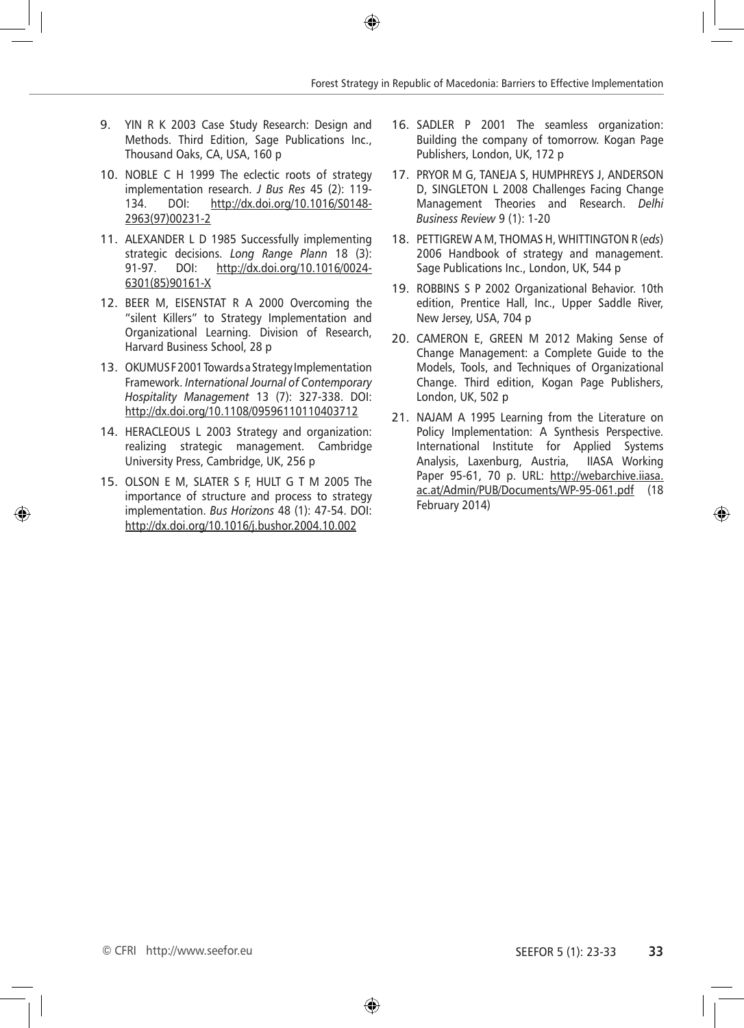9. YIN R K 2003 Case Study Research: Design and Methods. Third Edition, Sage Publications Inc., Thousand Oaks, CA, USA, 160 p
10. NOBLE C H 1999 The eclectic roots of strategy implementation research. *J Bus Res* 45 (2): 119-134. DOI: http://dx.doi.org/10.1016/S0148-2963(97)00231-2
11. ALEXANDER L D 1985 Successfully implementing strategic decisions. *Long Range Plann* 18 (3): 91-97. DOI: http://dx.doi.org/10.1016/0024-6301(85)90161-X
12. BEER M, EISENSTAT R A 2000 Overcoming the "silent Killers" to Strategy Implementation and Organizational Learning. Division of Research, Harvard Business School, 28 p
13. OKUMUS F 2001 Towards a Strategy Implementation Framework. *International Journal of Contemporary Hospitality Management* 13 (7): 327-338. DOI: http://dx.doi.org/10.1108/09596110110403712
14. HERACLEOUS L 2003 Strategy and organization: realizing strategic management. Cambridge University Press, Cambridge, UK, 256 p
15. OLSON E M, SLATER S F, HULT G T M 2005 The importance of structure and process to strategy implementation. *Bus Horizons* 48 (1): 47-54. DOI: http://dx.doi.org/10.1016/j.bushor.2004.10.002
16. SADLER P 2001 The seamless organization: Building the company of tomorrow. Kogan Page Publishers, London, UK, 172 p
17. PRYOR M G, TANEJA S, HUMPHREYS J, ANDERSON D, SINGLETON L 2008 Challenges Facing Change Management Theories and Research. *Delhi Business Review* 9 (1): 1-20
18. PETTIGREW A M, THOMAS H, WHITTINGTON R (*eds*) 2006 Handbook of strategy and management. Sage Publications Inc., London, UK, 544 p
19. ROBBINS S P 2002 Organizational Behavior. 10th edition, Prentice Hall, Inc., Upper Saddle River, New Jersey, USA, 704 p
20. CAMERON E, GREEN M 2012 Making Sense of Change Management: a Complete Guide to the Models, Tools, and Techniques of Organizational Change. Third edition, Kogan Page Publishers, London, UK, 502 p
21. NAJAM A 1995 Learning from the Literature on Policy Implementation: A Synthesis Perspective. International Institute for Applied Systems Analysis, Laxenburg, Austria, IIASA Working Paper 95-61, 70 p. URL: http://webarchive.iiasa.ac.at/Admin/PUB/Documents/WP-95-061.pdf (18 February 2014)